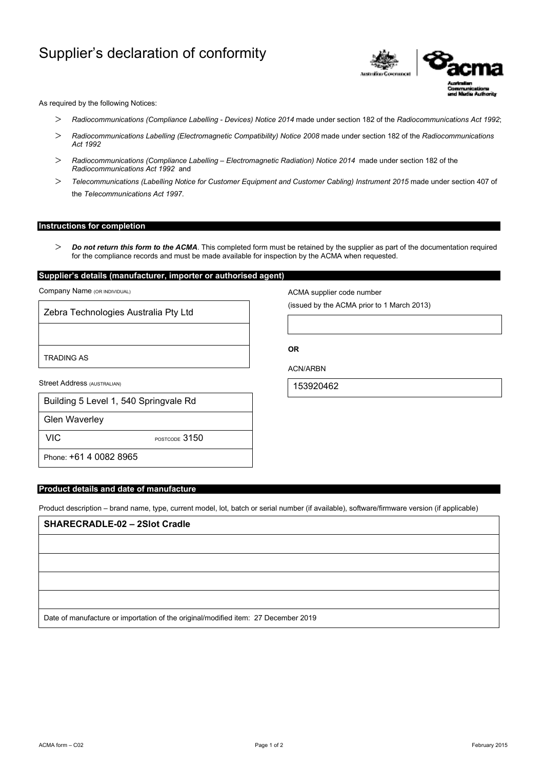# Supplier's declaration of conformity

As required by the following Notices:

- *Radiocommunications (Compliance Labelling - Devices) Notice 2014* made under section 182 of the *Radiocommunications Act 1992*;
- *Radiocommunications Labelling (Electromagnetic Compatibility) Notice 2008* made under section 182 of the *Radiocommunications Act 1992*
- *Radiocommunications (Compliance Labelling – Electromagnetic Radiation) Notice 2014* made under section 182 of the *Radiocommunications Act 1992* and
- *Telecommunications (Labelling Notice for Customer Equipment and Customer Cabling) Instrument 2015* made under section 407 of the *Telecommunications Act 1997*.

## Instructions for completion

- ***Do not return this form to the ACMA***. This completed form must be retained by the supplier as part of the documentation required for the compliance records and must be made available for inspection by the ACMA when requested.

## Supplier's details (manufacturer, importer or authorised agent)

Company Name (OR INDIVIDUAL)

Zebra Technologies Australia Pty Ltd

TRADING AS

Street Address (AUSTRALIAN)

Building 5 Level 1, 540 Springvale Rd

Glen Waverley

VIC POSTCODE 3150

Phone: +61 4 0082 8965

ACMA supplier code number

(issued by the ACMA prior to 1 March 2013)

**OR**

ACN/ARBN

153920462

## Product details and date of manufacture

Product description – brand name, type, current model, lot, batch or serial number (if available), software/firmware version (if applicable)

**SHARECRADLE-02 – 2Slot Cradle**

Date of manufacture or importation of the original/modified item: 27 December 2019

ACMA form – C02

February 2015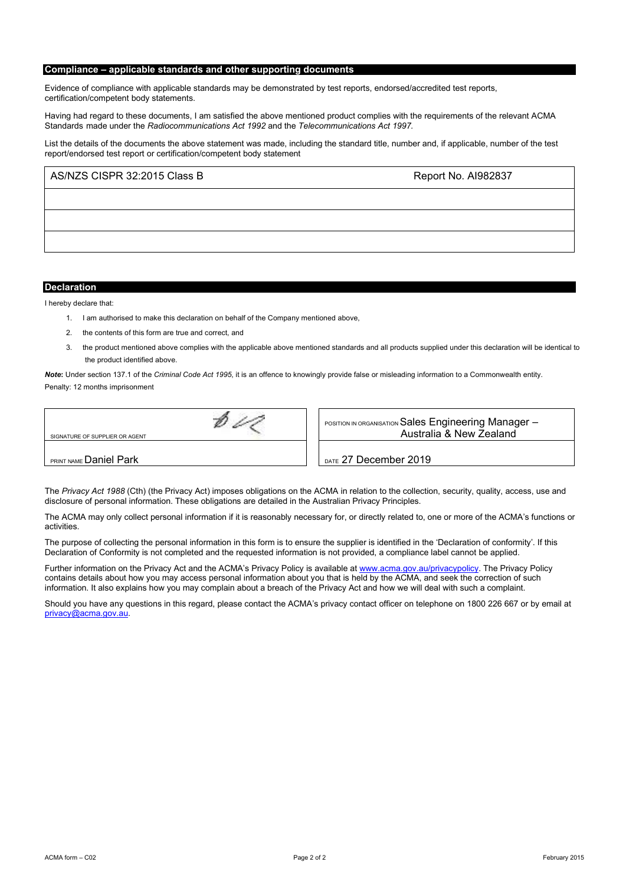## Compliance – applicable standards and other supporting documents

Evidence of compliance with applicable standards may be demonstrated by test reports, endorsed/accredited test reports, certification/competent body statements.

Having had regard to these documents, I am satisfied the above mentioned product complies with the requirements of the relevant ACMA Standards made under the *Radiocommunications Act 1992* and the *Telecommunications Act 1997*.

List the details of the documents the above statement was made, including the standard title, number and, if applicable, number of the test report/endorsed test report or certification/competent body statement

| | |
|---|---|
| AS/NZS CISPR 32:2015 Class B | Report No. AI982837 |
| | |
| | |
| | |

## Declaration

I hereby declare that:

1. I am authorised to make this declaration on behalf of the Company mentioned above,
2. the contents of this form are true and correct, and
3. the product mentioned above complies with the applicable above mentioned standards and all products supplied under this declaration will be identical to the product identified above.

***Note*:** Under section 137.1 of the *Criminal Code Act 1995*, it is an offence to knowingly provide false or misleading information to a Commonwealth entity.
Penalty: 12 months imprisonment

| | |
|---|---|
| SIGNATURE OF SUPPLIER OR AGENT | POSITION IN ORGANISATION Sales Engineering Manager – Australia & New Zealand |
| PRINT NAME Daniel Park | DATE 27 December 2019 |

The *Privacy Act 1988* (Cth) (the Privacy Act) imposes obligations on the ACMA in relation to the collection, security, quality, access, use and disclosure of personal information. These obligations are detailed in the Australian Privacy Principles.

The ACMA may only collect personal information if it is reasonably necessary for, or directly related to, one or more of the ACMA's functions or activities.

The purpose of collecting the personal information in this form is to ensure the supplier is identified in the 'Declaration of conformity'. If this Declaration of Conformity is not completed and the requested information is not provided, a compliance label cannot be applied.

Further information on the Privacy Act and the ACMA's Privacy Policy is available at www.acma.gov.au/privacypolicy. The Privacy Policy contains details about how you may access personal information about you that is held by the ACMA, and seek the correction of such information. It also explains how you may complain about a breach of the Privacy Act and how we will deal with such a complaint.

Should you have any questions in this regard, please contact the ACMA's privacy contact officer on telephone on 1800 226 667 or by email at privacy@acma.gov.au.

ACMA form – C02 February 2015